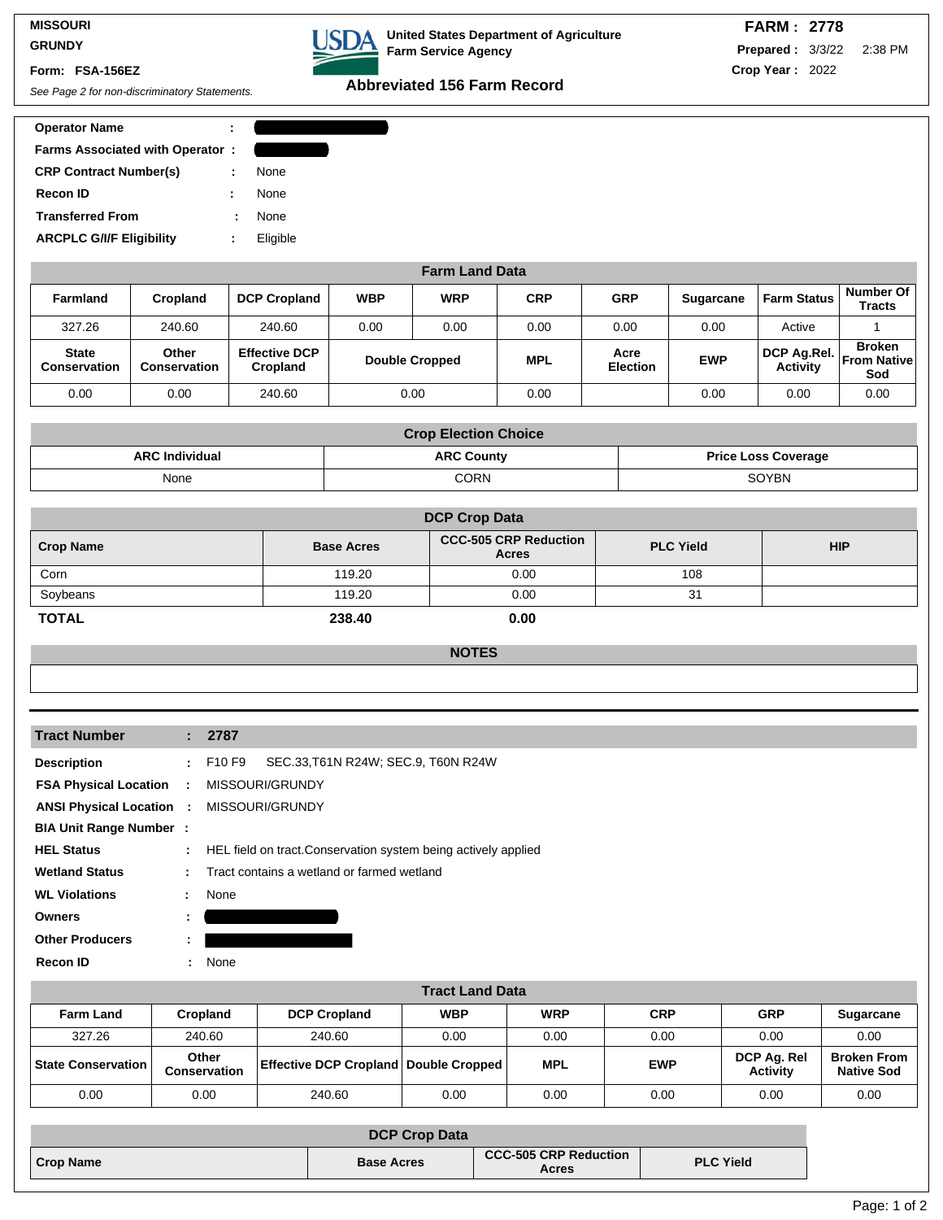**MISSOURI**
**GRUNDY**

**Form: FSA-156EZ**

*See Page 2 for non-discriminatory Statements.*

**United States Department of Agriculture**
**Farm Service Agency**

## Abbreviated 156 Farm Record

**FARM : 2778**
**Prepared :** 3/3/22 2:38 PM
**Crop Year :** 2022

**Operator Name** :
**Farms Associated with Operator** :
**CRP Contract Number(s)** : None
**Recon ID** : None
**Transferred From** : None
**ARCPLC G/I/F Eligibility** : Eligible

| Farm Land Data | | | | | | | | | |
|---|---|---|---|---|---|---|---|---|---|
| **Farmland** | **Cropland** | **DCP Cropland** | **WBP** | **WRP** | **CRP** | **GRP** | **Sugarcane** | **Farm Status** | **Number Of Tracts** |
| 327.26 | 240.60 | 240.60 | 0.00 | 0.00 | 0.00 | 0.00 | 0.00 | Active | 1 |
| **State Conservation** | **Other Conservation** | **Effective DCP Cropland** | **Double Cropped** | | **MPL** | **Acre Election** | **EWP** | **DCP Ag.Rel. Activity** | **Broken From Native Sod** |
| 0.00 | 0.00 | 240.60 | 0.00 | | 0.00 | | 0.00 | 0.00 | 0.00 |

| Crop Election Choice | | |
|---|---|---|
| **ARC Individual** | **ARC County** | **Price Loss Coverage** |
| None | CORN | SOYBN |

| DCP Crop Data | | | | |
|---|---|---|---|---|
| **Crop Name** | **Base Acres** | **CCC-505 CRP Reduction Acres** | **PLC Yield** | **HIP** |
| Corn | 119.20 | 0.00 | 108 | |
| Soybeans | 119.20 | 0.00 | 31 | |
| **TOTAL** | **238.40** | **0.00** | | |

### NOTES

---

**Tract Number** : **2787**

**Description** : F10 F9 SEC.33,T61N R24W; SEC.9, T60N R24W
**FSA Physical Location** : MISSOURI/GRUNDY
**ANSI Physical Location** : MISSOURI/GRUNDY
**BIA Unit Range Number** :
**HEL Status** : HEL field on tract.Conservation system being actively applied
**Wetland Status** : Tract contains a wetland or farmed wetland
**WL Violations** : None
**Owners** :
**Other Producers** :
**Recon ID** : None

| Tract Land Data | | | | | | | |
|---|---|---|---|---|---|---|---|
| **Farm Land** | **Cropland** | **DCP Cropland** | **WBP** | **WRP** | **CRP** | **GRP** | **Sugarcane** |
| 327.26 | 240.60 | 240.60 | 0.00 | 0.00 | 0.00 | 0.00 | 0.00 |
| **State Conservation** | **Other Conservation** | **Effective DCP Cropland** | **Double Cropped** | **MPL** | **EWP** | **DCP Ag. Rel Activity** | **Broken From Native Sod** |
| 0.00 | 0.00 | 240.60 | 0.00 | 0.00 | 0.00 | 0.00 | 0.00 |

| DCP Crop Data | | | |
|---|---|---|---|
| **Crop Name** | **Base Acres** | **CCC-505 CRP Reduction Acres** | **PLC Yield** |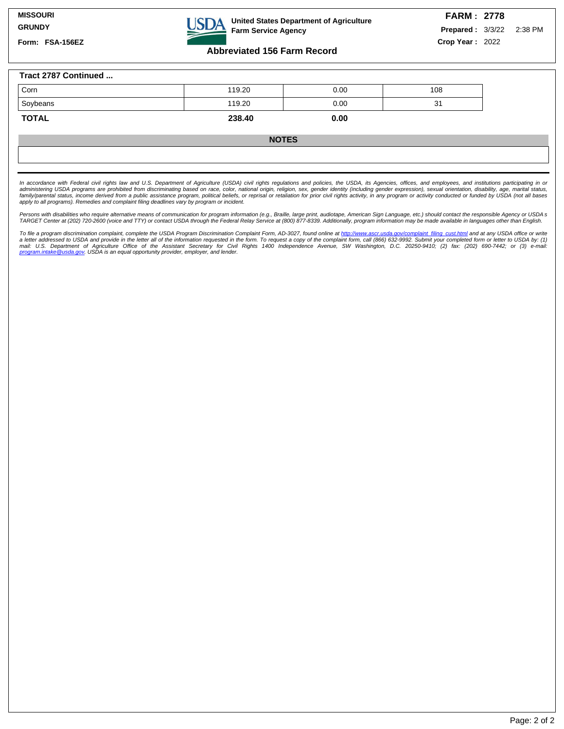**MISSOURI**
**GRUNDY**

**Form: FSA-156EZ**

**United States Department of Agriculture**
**Farm Service Agency**

**Abbreviated 156 Farm Record**

**FARM : 2778**
**Prepared :** 3/3/22 2:38 PM
**Crop Year :** 2022

**Tract 2787 Continued ...**

| | | | |
|---|---|---|---|
| Corn | 119.20 | 0.00 | 108 |
| Soybeans | 119.20 | 0.00 | 31 |
| **TOTAL** | **238.40** | **0.00** | |

**NOTES**

*In accordance with Federal civil rights law and U.S. Department of Agriculture (USDA) civil rights regulations and policies, the USDA, its Agencies, offices, and employees, and institutions participating in or administering USDA programs are prohibited from discriminating based on race, color, national origin, religion, sex, gender identity (including gender expression), sexual orientation, disability, age, marital status, family/parental status, income derived from a public assistance program, political beliefs, or reprisal or retaliation for prior civil rights activity, in any program or activity conducted or funded by USDA (not all bases apply to all programs). Remedies and complaint filing deadlines vary by program or incident.*

*Persons with disabilities who require alternative means of communication for program information (e.g., Braille, large print, audiotape, American Sign Language, etc.) should contact the responsible Agency or USDA s TARGET Center at (202) 720-2600 (voice and TTY) or contact USDA through the Federal Relay Service at (800) 877-8339. Additionally, program information may be made available in languages other than English.*

*To file a program discrimination complaint, complete the USDA Program Discrimination Complaint Form, AD-3027, found online at http://www.ascr.usda.gov/complaint_filing_cust.html and at any USDA office or write a letter addressed to USDA and provide in the letter all of the information requested in the form. To request a copy of the complaint form, call (866) 632-9992. Submit your completed form or letter to USDA by: (1) mail: U.S. Department of Agriculture Office of the Assistant Secretary for Civil Rights 1400 Independence Avenue, SW Washington, D.C. 20250-9410; (2) fax: (202) 690-7442; or (3) e-mail: program.intake@usda.gov. USDA is an equal opportunity provider, employer, and lender.*